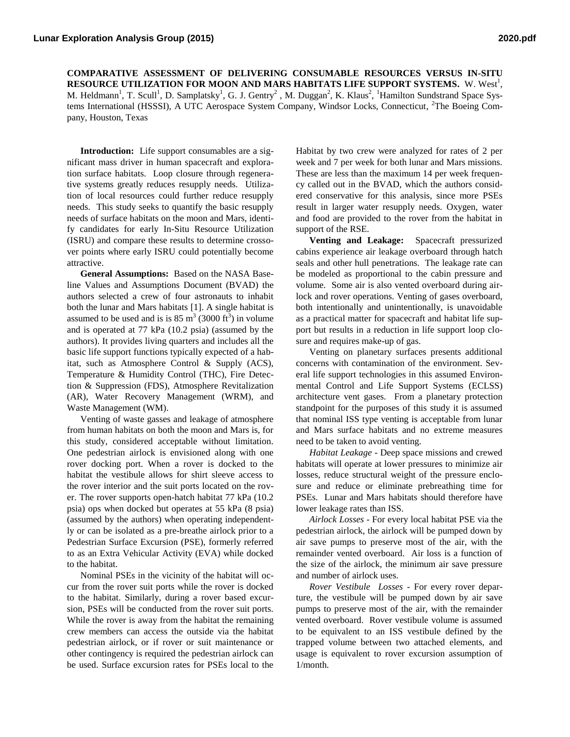# COMPARATIVE ASSESSMENT OF DELIVERING CONSUMABLE RESOURCES VERSUS IN-SITU RESOURCE UTILIZATION FOR MOON AND MARS HABITATS LIFE SUPPORT SYSTEMS.

W. West[1], M. Heldmann[1], T. Scull[1], D. Samplatsky[1], G. J. Gentry[2], M. Duggan[2], K. Klaus[2], [1]Hamilton Sundstrand Space Systems International (HSSSI), A UTC Aerospace System Company, Windsor Locks, Connecticut, [2]The Boeing Company, Houston, Texas

**Introduction:** Life support consumables are a significant mass driver in human spacecraft and exploration surface habitats. Loop closure through regenerative systems greatly reduces resupply needs. Utilization of local resources could further reduce resupply needs. This study seeks to quantify the basic resupply needs of surface habitats on the moon and Mars, identify candidates for early In-Situ Resource Utilization (ISRU) and compare these results to determine crossover points where early ISRU could potentially become attractive.

**General Assumptions:** Based on the NASA Baseline Values and Assumptions Document (BVAD) the authors selected a crew of four astronauts to inhabit both the lunar and Mars habitats [1]. A single habitat is assumed to be used and is is 85 m$^3$ (3000 ft$^3$) in volume and is operated at 77 kPa (10.2 psia) (assumed by the authors). It provides living quarters and includes all the basic life support functions typically expected of a habitat, such as Atmosphere Control & Supply (ACS), Temperature & Humidity Control (THC), Fire Detection & Suppression (FDS), Atmosphere Revitalization (AR), Water Recovery Management (WRM), and Waste Management (WM).

Venting of waste gasses and leakage of atmosphere from human habitats on both the moon and Mars is, for this study, considered acceptable without limitation. One pedestrian airlock is envisioned along with one rover docking port. When a rover is docked to the habitat the vestibule allows for shirt sleeve access to the rover interior and the suit ports located on the rover. The rover supports open-hatch habitat 77 kPa (10.2 psia) ops when docked but operates at 55 kPa (8 psia) (assumed by the authors) when operating independently or can be isolated as a pre-breathe airlock prior to a Pedestrian Surface Excursion (PSE), formerly referred to as an Extra Vehicular Activity (EVA) while docked to the habitat.

Nominal PSEs in the vicinity of the habitat will occur from the rover suit ports while the rover is docked to the habitat. Similarly, during a rover based excursion, PSEs will be conducted from the rover suit ports. While the rover is away from the habitat the remaining crew members can access the outside via the habitat pedestrian airlock, or if rover or suit maintenance or other contingency is required the pedestrian airlock can be used. Surface excursion rates for PSEs local to the Habitat by two crew were analyzed for rates of 2 per week and 7 per week for both lunar and Mars missions. These are less than the maximum 14 per week frequency called out in the BVAD, which the authors considered conservative for this analysis, since more PSEs result in larger water resupply needs. Oxygen, water and food are provided to the rover from the habitat in support of the RSE.

**Venting and Leakage:** Spacecraft pressurized cabins experience air leakage overboard through hatch seals and other hull penetrations. The leakage rate can be modeled as proportional to the cabin pressure and volume. Some air is also vented overboard during airlock and rover operations. Venting of gases overboard, both intentionally and unintentionally, is unavoidable as a practical matter for spacecraft and habitat life support but results in a reduction in life support loop closure and requires make-up of gas.

Venting on planetary surfaces presents additional concerns with contamination of the environment. Several life support technologies in this assumed Environmental Control and Life Support Systems (ECLSS) architecture vent gases. From a planetary protection standpoint for the purposes of this study it is assumed that nominal ISS type venting is acceptable from lunar and Mars surface habitats and no extreme measures need to be taken to avoid venting.

*Habitat Leakage* - Deep space missions and crewed habitats will operate at lower pressures to minimize air losses, reduce structural weight of the pressure enclosure and reduce or eliminate prebreathing time for PSEs. Lunar and Mars habitats should therefore have lower leakage rates than ISS.

*Airlock Losses* - For every local habitat PSE via the pedestrian airlock, the airlock will be pumped down by air save pumps to preserve most of the air, with the remainder vented overboard. Air loss is a function of the size of the airlock, the minimum air save pressure and number of airlock uses.

*Rover Vestibule Losses* - For every rover departure, the vestibule will be pumped down by air save pumps to preserve most of the air, with the remainder vented overboard. Rover vestibule volume is assumed to be equivalent to an ISS vestibule defined by the trapped volume between two attached elements, and usage is equivalent to rover excursion assumption of 1/month.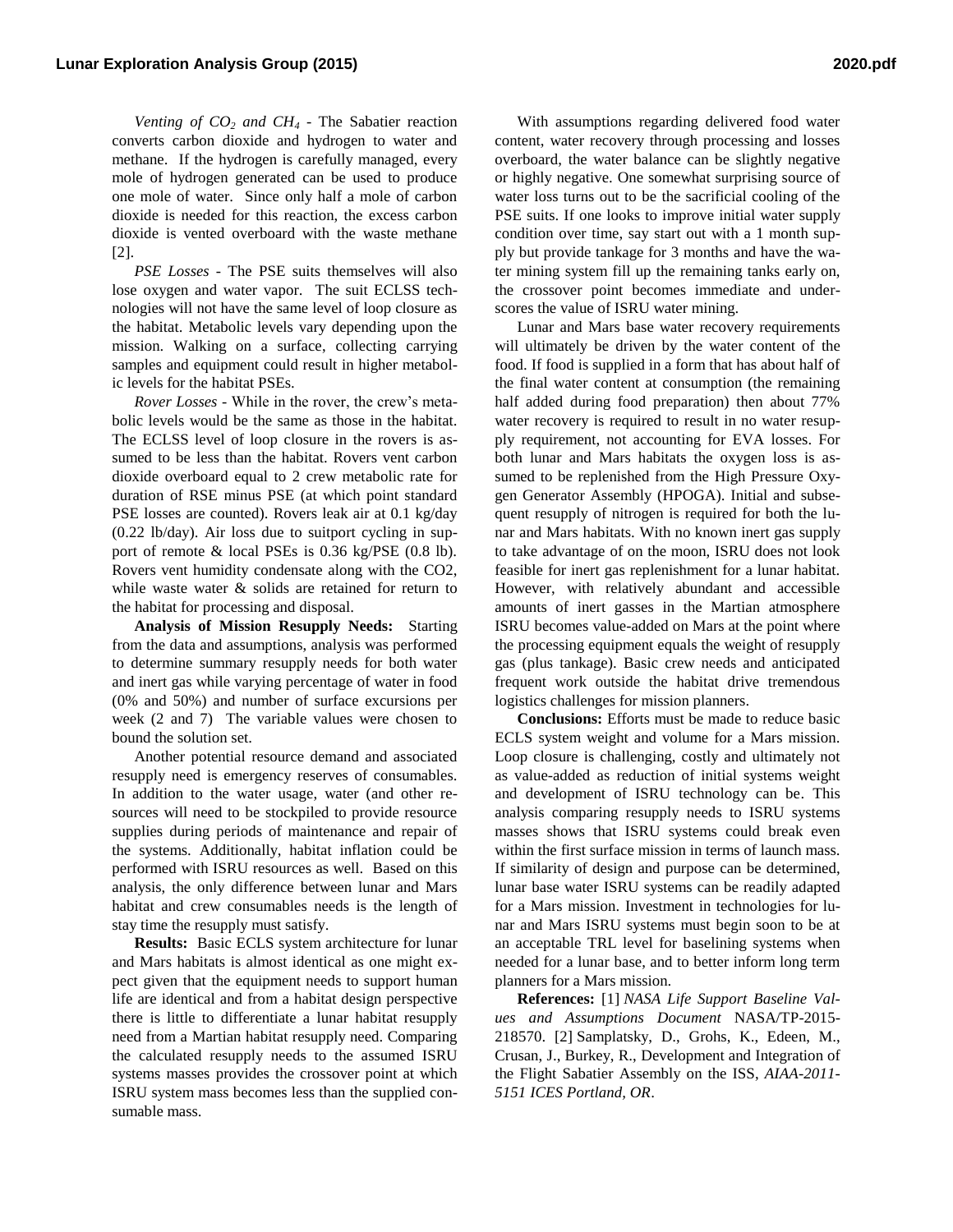*Venting of $CO_2$ and $CH_4$* - The Sabatier reaction converts carbon dioxide and hydrogen to water and methane. If the hydrogen is carefully managed, every mole of hydrogen generated can be used to produce one mole of water. Since only half a mole of carbon dioxide is needed for this reaction, the excess carbon dioxide is vented overboard with the waste methane [2].

*PSE Losses* - The PSE suits themselves will also lose oxygen and water vapor. The suit ECLSS technologies will not have the same level of loop closure as the habitat. Metabolic levels vary depending upon the mission. Walking on a surface, collecting carrying samples and equipment could result in higher metabolic levels for the habitat PSEs.

*Rover Losses* - While in the rover, the crew's metabolic levels would be the same as those in the habitat. The ECLSS level of loop closure in the rovers is assumed to be less than the habitat. Rovers vent carbon dioxide overboard equal to 2 crew metabolic rate for duration of RSE minus PSE (at which point standard PSE losses are counted). Rovers leak air at 0.1 kg/day (0.22 lb/day). Air loss due to suitport cycling in support of remote & local PSEs is 0.36 kg/PSE (0.8 lb). Rovers vent humidity condensate along with the CO2, while waste water & solids are retained for return to the habitat for processing and disposal.

**Analysis of Mission Resupply Needs:** Starting from the data and assumptions, analysis was performed to determine summary resupply needs for both water and inert gas while varying percentage of water in food (0% and 50%) and number of surface excursions per week (2 and 7) The variable values were chosen to bound the solution set.

Another potential resource demand and associated resupply need is emergency reserves of consumables. In addition to the water usage, water (and other resources will need to be stockpiled to provide resource supplies during periods of maintenance and repair of the systems. Additionally, habitat inflation could be performed with ISRU resources as well. Based on this analysis, the only difference between lunar and Mars habitat and crew consumables needs is the length of stay time the resupply must satisfy.

**Results:** Basic ECLS system architecture for lunar and Mars habitats is almost identical as one might expect given that the equipment needs to support human life are identical and from a habitat design perspective there is little to differentiate a lunar habitat resupply need from a Martian habitat resupply need. Comparing the calculated resupply needs to the assumed ISRU systems masses provides the crossover point at which ISRU system mass becomes less than the supplied consumable mass.

With assumptions regarding delivered food water content, water recovery through processing and losses overboard, the water balance can be slightly negative or highly negative. One somewhat surprising source of water loss turns out to be the sacrificial cooling of the PSE suits. If one looks to improve initial water supply condition over time, say start out with a 1 month supply but provide tankage for 3 months and have the water mining system fill up the remaining tanks early on, the crossover point becomes immediate and underscores the value of ISRU water mining.

Lunar and Mars base water recovery requirements will ultimately be driven by the water content of the food. If food is supplied in a form that has about half of the final water content at consumption (the remaining half added during food preparation) then about 77% water recovery is required to result in no water resupply requirement, not accounting for EVA losses. For both lunar and Mars habitats the oxygen loss is assumed to be replenished from the High Pressure Oxygen Generator Assembly (HPOGA). Initial and subsequent resupply of nitrogen is required for both the lunar and Mars habitats. With no known inert gas supply to take advantage of on the moon, ISRU does not look feasible for inert gas replenishment for a lunar habitat. However, with relatively abundant and accessible amounts of inert gasses in the Martian atmosphere ISRU becomes value-added on Mars at the point where the processing equipment equals the weight of resupply gas (plus tankage). Basic crew needs and anticipated frequent work outside the habitat drive tremendous logistics challenges for mission planners.

**Conclusions:** Efforts must be made to reduce basic ECLS system weight and volume for a Mars mission. Loop closure is challenging, costly and ultimately not as value-added as reduction of initial systems weight and development of ISRU technology can be. This analysis comparing resupply needs to ISRU systems masses shows that ISRU systems could break even within the first surface mission in terms of launch mass. If similarity of design and purpose can be determined, lunar base water ISRU systems can be readily adapted for a Mars mission. Investment in technologies for lunar and Mars ISRU systems must begin soon to be at an acceptable TRL level for baselining systems when needed for a lunar base, and to better inform long term planners for a Mars mission.

**References:** [1] *NASA Life Support Baseline Values and Assumptions Document* NASA/TP-2015-218570. [2] Samplatsky, D., Grohs, K., Edeen, M., Crusan, J., Burkey, R., Development and Integration of the Flight Sabatier Assembly on the ISS, *AIAA-2011-5151 ICES Portland, OR*.